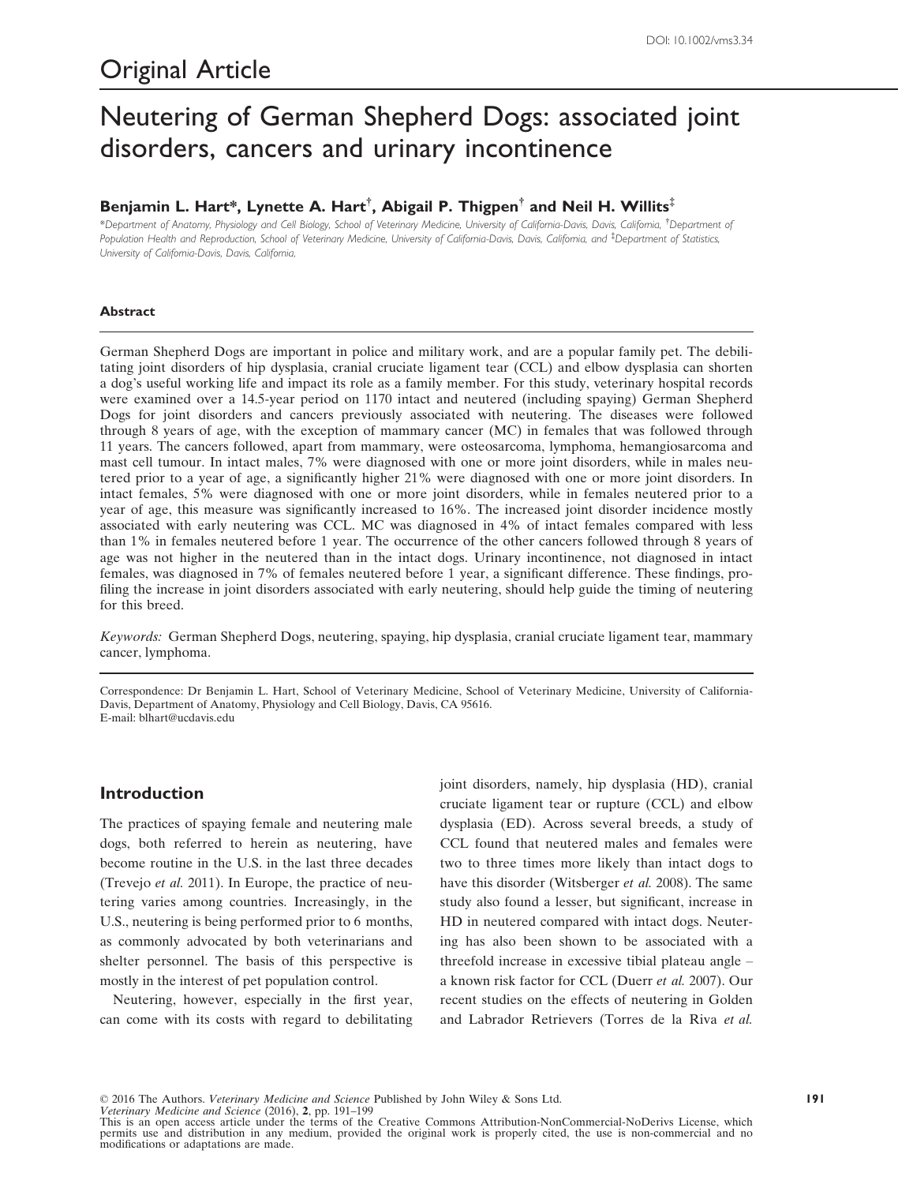DOI: 10.1002/vms3.34

# Original Article

# Neutering of German Shepherd Dogs: associated joint disorders, cancers and urinary incontinence

**Benjamin L. Hart\*, Lynette A. Hart[†], Abigail P. Thigpen[†] and Neil H. Willits[‡]**

\*Department of Anatomy, Physiology and Cell Biology, School of Veterinary Medicine, University of California-Davis, Davis, California, [†]Department of Population Health and Reproduction, School of Veterinary Medicine, University of California-Davis, Davis, California, and [‡]Department of Statistics, University of California-Davis, Davis, California,

### Abstract

German Shepherd Dogs are important in police and military work, and are a popular family pet. The debilitating joint disorders of hip dysplasia, cranial cruciate ligament tear (CCL) and elbow dysplasia can shorten a dog's useful working life and impact its role as a family member. For this study, veterinary hospital records were examined over a 14.5-year period on 1170 intact and neutered (including spaying) German Shepherd Dogs for joint disorders and cancers previously associated with neutering. The diseases were followed through 8 years of age, with the exception of mammary cancer (MC) in females that was followed through 11 years. The cancers followed, apart from mammary, were osteosarcoma, lymphoma, hemangiosarcoma and mast cell tumour. In intact males, 7% were diagnosed with one or more joint disorders, while in males neutered prior to a year of age, a significantly higher 21% were diagnosed with one or more joint disorders. In intact females, 5% were diagnosed with one or more joint disorders, while in females neutered prior to a year of age, this measure was significantly increased to 16%. The increased joint disorder incidence mostly associated with early neutering was CCL. MC was diagnosed in 4% of intact females compared with less than 1% in females neutered before 1 year. The occurrence of the other cancers followed through 8 years of age was not higher in the neutered than in the intact dogs. Urinary incontinence, not diagnosed in intact females, was diagnosed in 7% of females neutered before 1 year, a significant difference. These findings, profiling the increase in joint disorders associated with early neutering, should help guide the timing of neutering for this breed.

*Keywords:* German Shepherd Dogs, neutering, spaying, hip dysplasia, cranial cruciate ligament tear, mammary cancer, lymphoma.

Correspondence: Dr Benjamin L. Hart, School of Veterinary Medicine, School of Veterinary Medicine, University of California-Davis, Department of Anatomy, Physiology and Cell Biology, Davis, CA 95616.
E-mail: blhart@ucdavis.edu

## Introduction

The practices of spaying female and neutering male dogs, both referred to herein as neutering, have become routine in the U.S. in the last three decades (Trevejo *et al.* 2011). In Europe, the practice of neutering varies among countries. Increasingly, in the U.S., neutering is being performed prior to 6 months, as commonly advocated by both veterinarians and shelter personnel. The basis of this perspective is mostly in the interest of pet population control.

Neutering, however, especially in the first year, can come with its costs with regard to debilitating joint disorders, namely, hip dysplasia (HD), cranial cruciate ligament tear or rupture (CCL) and elbow dysplasia (ED). Across several breeds, a study of CCL found that neutered males and females were two to three times more likely than intact dogs to have this disorder (Witsberger *et al.* 2008). The same study also found a lesser, but significant, increase in HD in neutered compared with intact dogs. Neutering has also been shown to be associated with a threefold increase in excessive tibial plateau angle – a known risk factor for CCL (Duerr *et al.* 2007). Our recent studies on the effects of neutering in Golden and Labrador Retrievers (Torres de la Riva *et al.*

© 2016 The Authors. *Veterinary Medicine and Science* Published by John Wiley & Sons Ltd.
This is an open access article under the terms of the Creative Commons Attribution-NonCommercial-NoDerivs License, which permits use and distribution in any medium, provided the original work is properly cited, the use is non-commercial and no modifications or adaptations are made.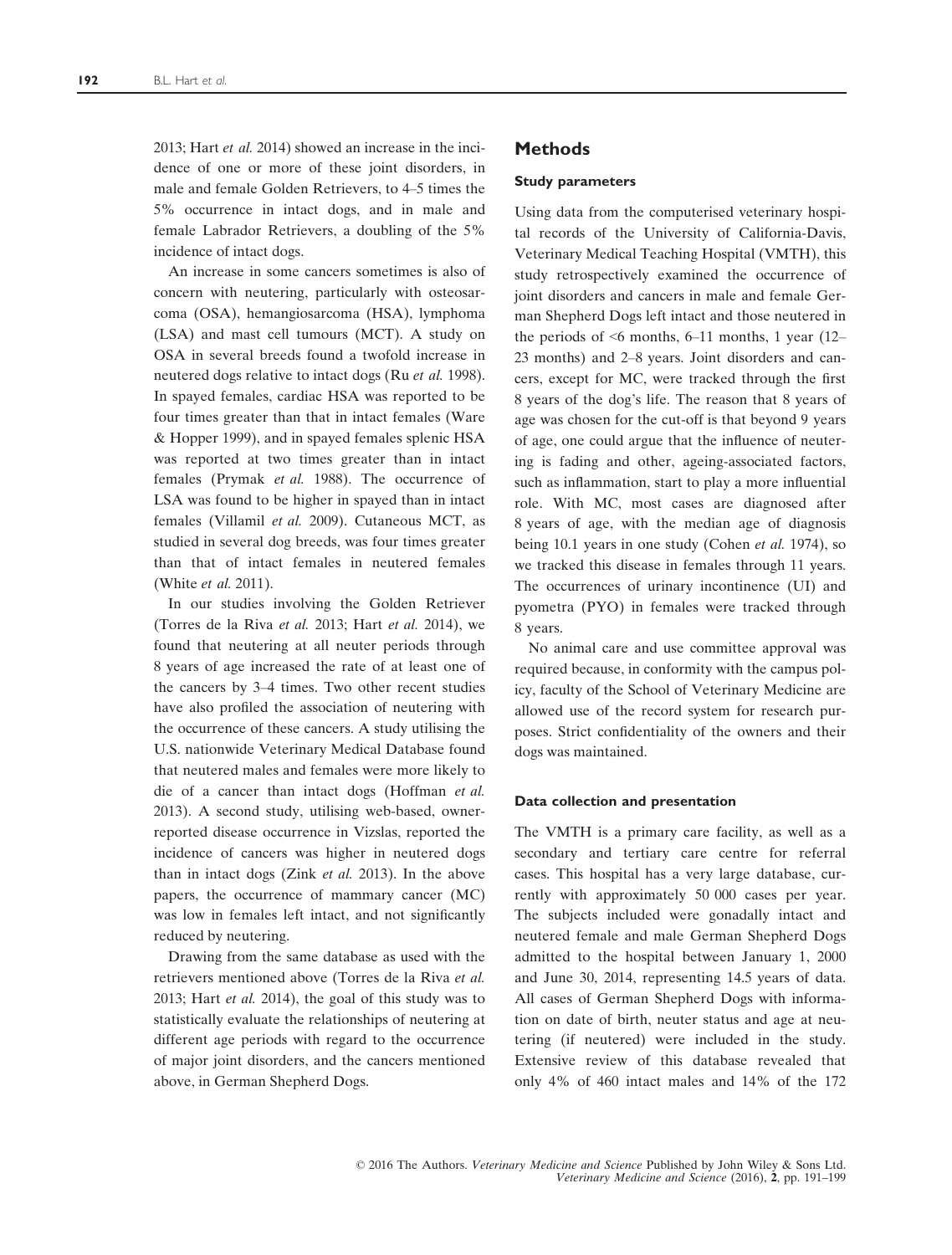2013; Hart *et al.* 2014) showed an increase in the incidence of one or more of these joint disorders, in male and female Golden Retrievers, to 4–5 times the 5% occurrence in intact dogs, and in male and female Labrador Retrievers, a doubling of the 5% incidence of intact dogs.

An increase in some cancers sometimes is also of concern with neutering, particularly with osteosarcoma (OSA), hemangiosarcoma (HSA), lymphoma (LSA) and mast cell tumours (MCT). A study on OSA in several breeds found a twofold increase in neutered dogs relative to intact dogs (Ru *et al.* 1998). In spayed females, cardiac HSA was reported to be four times greater than that in intact females (Ware & Hopper 1999), and in spayed females splenic HSA was reported at two times greater than in intact females (Prymak *et al.* 1988). The occurrence of LSA was found to be higher in spayed than in intact females (Villamil *et al.* 2009). Cutaneous MCT, as studied in several dog breeds, was four times greater than that of intact females in neutered females (White *et al.* 2011).

In our studies involving the Golden Retriever (Torres de la Riva *et al.* 2013; Hart *et al.* 2014), we found that neutering at all neuter periods through 8 years of age increased the rate of at least one of the cancers by 3–4 times. Two other recent studies have also profiled the association of neutering with the occurrence of these cancers. A study utilising the U.S. nationwide Veterinary Medical Database found that neutered males and females were more likely to die of a cancer than intact dogs (Hoffman *et al.* 2013). A second study, utilising web-based, owner-reported disease occurrence in Vizslas, reported the incidence of cancers was higher in neutered dogs than in intact dogs (Zink *et al.* 2013). In the above papers, the occurrence of mammary cancer (MC) was low in females left intact, and not significantly reduced by neutering.

Drawing from the same database as used with the retrievers mentioned above (Torres de la Riva *et al.* 2013; Hart *et al.* 2014), the goal of this study was to statistically evaluate the relationships of neutering at different age periods with regard to the occurrence of major joint disorders, and the cancers mentioned above, in German Shepherd Dogs.

## Methods

### Study parameters

Using data from the computerised veterinary hospital records of the University of California-Davis, Veterinary Medical Teaching Hospital (VMTH), this study retrospectively examined the occurrence of joint disorders and cancers in male and female German Shepherd Dogs left intact and those neutered in the periods of <6 months, 6–11 months, 1 year (12–23 months) and 2–8 years. Joint disorders and cancers, except for MC, were tracked through the first 8 years of the dog's life. The reason that 8 years of age was chosen for the cut-off is that beyond 9 years of age, one could argue that the influence of neutering is fading and other, ageing-associated factors, such as inflammation, start to play a more influential role. With MC, most cases are diagnosed after 8 years of age, with the median age of diagnosis being 10.1 years in one study (Cohen *et al.* 1974), so we tracked this disease in females through 11 years. The occurrences of urinary incontinence (UI) and pyometra (PYO) in females were tracked through 8 years.

No animal care and use committee approval was required because, in conformity with the campus policy, faculty of the School of Veterinary Medicine are allowed use of the record system for research purposes. Strict confidentiality of the owners and their dogs was maintained.

#### Data collection and presentation

The VMTH is a primary care facility, as well as a secondary and tertiary care centre for referral cases. This hospital has a very large database, currently with approximately 50 000 cases per year. The subjects included were gonadally intact and neutered female and male German Shepherd Dogs admitted to the hospital between January 1, 2000 and June 30, 2014, representing 14.5 years of data. All cases of German Shepherd Dogs with information on date of birth, neuter status and age at neutering (if neutered) were included in the study. Extensive review of this database revealed that only 4% of 460 intact males and 14% of the 172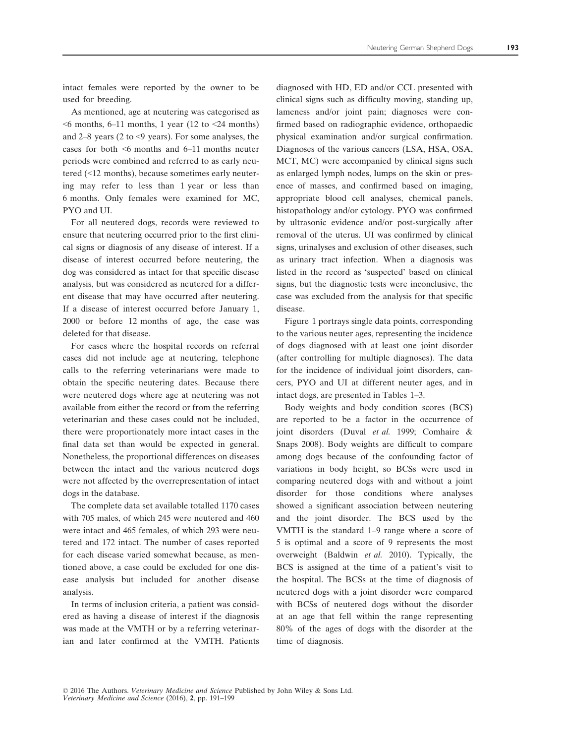intact females were reported by the owner to be used for breeding.

As mentioned, age at neutering was categorised as <6 months, 6–11 months, 1 year (12 to <24 months) and 2–8 years (2 to <9 years). For some analyses, the cases for both <6 months and 6–11 months neuter periods were combined and referred to as early neutered (<12 months), because sometimes early neutering may refer to less than 1 year or less than 6 months. Only females were examined for MC, PYO and UI.

For all neutered dogs, records were reviewed to ensure that neutering occurred prior to the first clinical signs or diagnosis of any disease of interest. If a disease of interest occurred before neutering, the dog was considered as intact for that specific disease analysis, but was considered as neutered for a different disease that may have occurred after neutering. If a disease of interest occurred before January 1, 2000 or before 12 months of age, the case was deleted for that disease.

For cases where the hospital records on referral cases did not include age at neutering, telephone calls to the referring veterinarians were made to obtain the specific neutering dates. Because there were neutered dogs where age at neutering was not available from either the record or from the referring veterinarian and these cases could not be included, there were proportionately more intact cases in the final data set than would be expected in general. Nonetheless, the proportional differences on diseases between the intact and the various neutered dogs were not affected by the overrepresentation of intact dogs in the database.

The complete data set available totalled 1170 cases with 705 males, of which 245 were neutered and 460 were intact and 465 females, of which 293 were neutered and 172 intact. The number of cases reported for each disease varied somewhat because, as mentioned above, a case could be excluded for one disease analysis but included for another disease analysis.

In terms of inclusion criteria, a patient was considered as having a disease of interest if the diagnosis was made at the VMTH or by a referring veterinarian and later confirmed at the VMTH. Patients diagnosed with HD, ED and/or CCL presented with clinical signs such as difficulty moving, standing up, lameness and/or joint pain; diagnoses were confirmed based on radiographic evidence, orthopaedic physical examination and/or surgical confirmation. Diagnoses of the various cancers (LSA, HSA, OSA, MCT, MC) were accompanied by clinical signs such as enlarged lymph nodes, lumps on the skin or presence of masses, and confirmed based on imaging, appropriate blood cell analyses, chemical panels, histopathology and/or cytology. PYO was confirmed by ultrasonic evidence and/or post-surgically after removal of the uterus. UI was confirmed by clinical signs, urinalyses and exclusion of other diseases, such as urinary tract infection. When a diagnosis was listed in the record as 'suspected' based on clinical signs, but the diagnostic tests were inconclusive, the case was excluded from the analysis for that specific disease.

Figure 1 portrays single data points, corresponding to the various neuter ages, representing the incidence of dogs diagnosed with at least one joint disorder (after controlling for multiple diagnoses). The data for the incidence of individual joint disorders, cancers, PYO and UI at different neuter ages, and in intact dogs, are presented in Tables 1–3.

Body weights and body condition scores (BCS) are reported to be a factor in the occurrence of joint disorders (Duval *et al.* 1999; Comhaire & Snaps 2008). Body weights are difficult to compare among dogs because of the confounding factor of variations in body height, so BCSs were used in comparing neutered dogs with and without a joint disorder for those conditions where analyses showed a significant association between neutering and the joint disorder. The BCS used by the VMTH is the standard 1–9 range where a score of 5 is optimal and a score of 9 represents the most overweight (Baldwin *et al.* 2010). Typically, the BCS is assigned at the time of a patient's visit to the hospital. The BCSs at the time of diagnosis of neutered dogs with a joint disorder were compared with BCSs of neutered dogs without the disorder at an age that fell within the range representing 80% of the ages of dogs with the disorder at the time of diagnosis.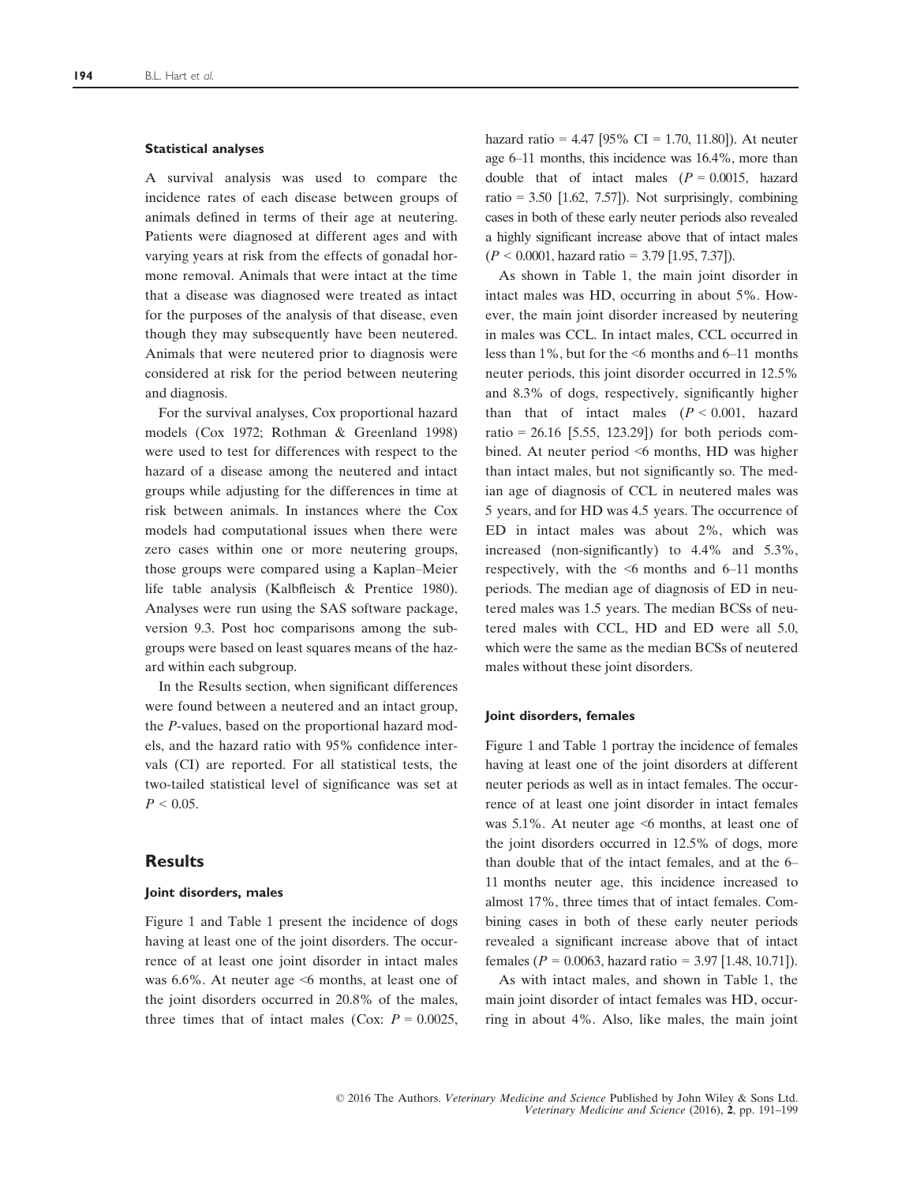#### Statistical analyses

A survival analysis was used to compare the incidence rates of each disease between groups of animals defined in terms of their age at neutering. Patients were diagnosed at different ages and with varying years at risk from the effects of gonadal hormone removal. Animals that were intact at the time that a disease was diagnosed were treated as intact for the purposes of the analysis of that disease, even though they may subsequently have been neutered. Animals that were neutered prior to diagnosis were considered at risk for the period between neutering and diagnosis.

For the survival analyses, Cox proportional hazard models (Cox 1972; Rothman & Greenland 1998) were used to test for differences with respect to the hazard of a disease among the neutered and intact groups while adjusting for the differences in time at risk between animals. In instances where the Cox models had computational issues when there were zero cases within one or more neutering groups, those groups were compared using a Kaplan–Meier life table analysis (Kalbfleisch & Prentice 1980). Analyses were run using the SAS software package, version 9.3. Post hoc comparisons among the subgroups were based on least squares means of the hazard within each subgroup.

In the Results section, when significant differences were found between a neutered and an intact group, the *P*-values, based on the proportional hazard models, and the hazard ratio with 95% confidence intervals (CI) are reported. For all statistical tests, the two-tailed statistical level of significance was set at $P < 0.05$.

## Results

#### Joint disorders, males

Figure 1 and Table 1 present the incidence of dogs having at least one of the joint disorders. The occurrence of at least one joint disorder in intact males was 6.6%. At neuter age <6 months, at least one of the joint disorders occurred in 20.8% of the males, three times that of intact males (Cox: $P = 0.0025$, hazard ratio = 4.47 [95% CI = 1.70, 11.80]). At neuter age 6–11 months, this incidence was 16.4%, more than double that of intact males ($P = 0.0015$, hazard ratio = 3.50 [1.62, 7.57]). Not surprisingly, combining cases in both of these early neuter periods also revealed a highly significant increase above that of intact males ($P < 0.0001$, hazard ratio = 3.79 [1.95, 7.37]).

As shown in Table 1, the main joint disorder in intact males was HD, occurring in about 5%. However, the main joint disorder increased by neutering in males was CCL. In intact males, CCL occurred in less than 1%, but for the <6 months and 6–11 months neuter periods, this joint disorder occurred in 12.5% and 8.3% of dogs, respectively, significantly higher than that of intact males ($P < 0.001$, hazard ratio = 26.16 [5.55, 123.29]) for both periods combined. At neuter period <6 months, HD was higher than intact males, but not significantly so. The median age of diagnosis of CCL in neutered males was 5 years, and for HD was 4.5 years. The occurrence of ED in intact males was about 2%, which was increased (non-significantly) to 4.4% and 5.3%, respectively, with the <6 months and 6–11 months periods. The median age of diagnosis of ED in neutered males was 1.5 years. The median BCSs of neutered males with CCL, HD and ED were all 5.0, which were the same as the median BCSs of neutered males without these joint disorders.

#### Joint disorders, females

Figure 1 and Table 1 portray the incidence of females having at least one of the joint disorders at different neuter periods as well as in intact females. The occurrence of at least one joint disorder in intact females was 5.1%. At neuter age <6 months, at least one of the joint disorders occurred in 12.5% of dogs, more than double that of the intact females, and at the 6–11 months neuter age, this incidence increased to almost 17%, three times that of intact females. Combining cases in both of these early neuter periods revealed a significant increase above that of intact females ($P = 0.0063$, hazard ratio = 3.97 [1.48, 10.71]).

As with intact males, and shown in Table 1, the main joint disorder of intact females was HD, occurring in about 4%. Also, like males, the main joint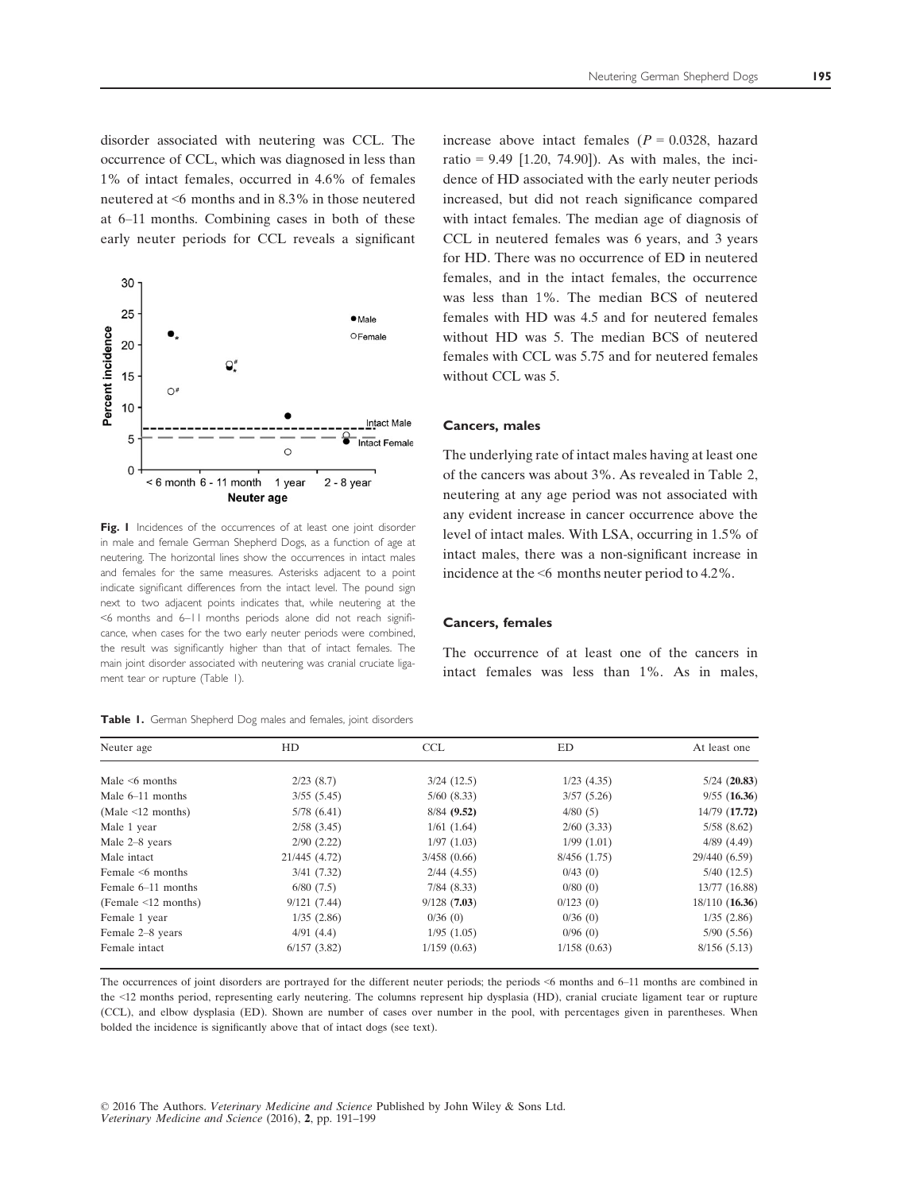disorder associated with neutering was CCL. The occurrence of CCL, which was diagnosed in less than 1% of intact females, occurred in 4.6% of females neutered at <6 months and in 8.3% in those neutered at 6–11 months. Combining cases in both of these early neuter periods for CCL reveals a significant increase above intact females ($P = 0.0328$, hazard ratio = 9.49 [1.20, 74.90]). As with males, the incidence of HD associated with the early neuter periods increased, but did not reach significance compared with intact females. The median age of diagnosis of CCL in neutered females was 6 years, and 3 years for HD. There was no occurrence of ED in neutered females, and in the intact females, the occurrence was less than 1%. The median BCS of neutered females with HD was 4.5 and for neutered females without HD was 5. The median BCS of neutered females with CCL was 5.75 and for neutered females without CCL was 5.

**Fig. 1** Incidences of the occurrences of at least one joint disorder in male and female German Shepherd Dogs, as a function of age at neutering. The horizontal lines show the occurrences in intact males and females for the same measures. Asterisks adjacent to a point indicate significant differences from the intact level. The pound sign next to two adjacent points indicates that, while neutering at the <6 months and 6–11 months periods alone did not reach significance, when cases for the two early neuter periods were combined, the result was significantly higher than that of intact females. The main joint disorder associated with neutering was cranial cruciate ligament tear or rupture (Table 1).

### Cancers, males

The underlying rate of intact males having at least one of the cancers was about 3%. As revealed in Table 2, neutering at any age period was not associated with any evident increase in cancer occurrence above the level of intact males. With LSA, occurring in 1.5% of intact males, there was a non-significant increase in incidence at the <6 months neuter period to 4.2%.

### Cancers, females

The occurrence of at least one of the cancers in intact females was less than 1%. As in males,

**Table 1.** German Shepherd Dog males and females, joint disorders

| Neuter age | HD | CCL | ED | At least one |
|---|---|---|---|---|
| Male <6 months | 2/23 (8.7) | 3/24 (12.5) | 1/23 (4.35) | 5/24 (**20.83**) |
| Male 6–11 months | 3/55 (5.45) | 5/60 (8.33) | 3/57 (5.26) | 9/55 (**16.36**) |
| (Male <12 months) | 5/78 (6.41) | 8/84 (**9.52**) | 4/80 (5) | 14/79 (**17.72**) |
| Male 1 year | 2/58 (3.45) | 1/61 (1.64) | 2/60 (3.33) | 5/58 (8.62) |
| Male 2–8 years | 2/90 (2.22) | 1/97 (1.03) | 1/99 (1.01) | 4/89 (4.49) |
| Male intact | 21/445 (4.72) | 3/458 (0.66) | 8/456 (1.75) | 29/440 (6.59) |
| Female <6 months | 3/41 (7.32) | 2/44 (4.55) | 0/43 (0) | 5/40 (12.5) |
| Female 6–11 months | 6/80 (7.5) | 7/84 (8.33) | 0/80 (0) | 13/77 (16.88) |
| (Female <12 months) | 9/121 (7.44) | 9/128 (**7.03**) | 0/123 (0) | 18/110 (**16.36**) |
| Female 1 year | 1/35 (2.86) | 0/36 (0) | 0/36 (0) | 1/35 (2.86) |
| Female 2–8 years | 4/91 (4.4) | 1/95 (1.05) | 0/96 (0) | 5/90 (5.56) |
| Female intact | 6/157 (3.82) | 1/159 (0.63) | 1/158 (0.63) | 8/156 (5.13) |

The occurrences of joint disorders are portrayed for the different neuter periods; the periods <6 months and 6–11 months are combined in the <12 months period, representing early neutering. The columns represent hip dysplasia (HD), cranial cruciate ligament tear or rupture (CCL), and elbow dysplasia (ED). Shown are number of cases over number in the pool, with percentages given in parentheses. When bolded the incidence is significantly above that of intact dogs (see text).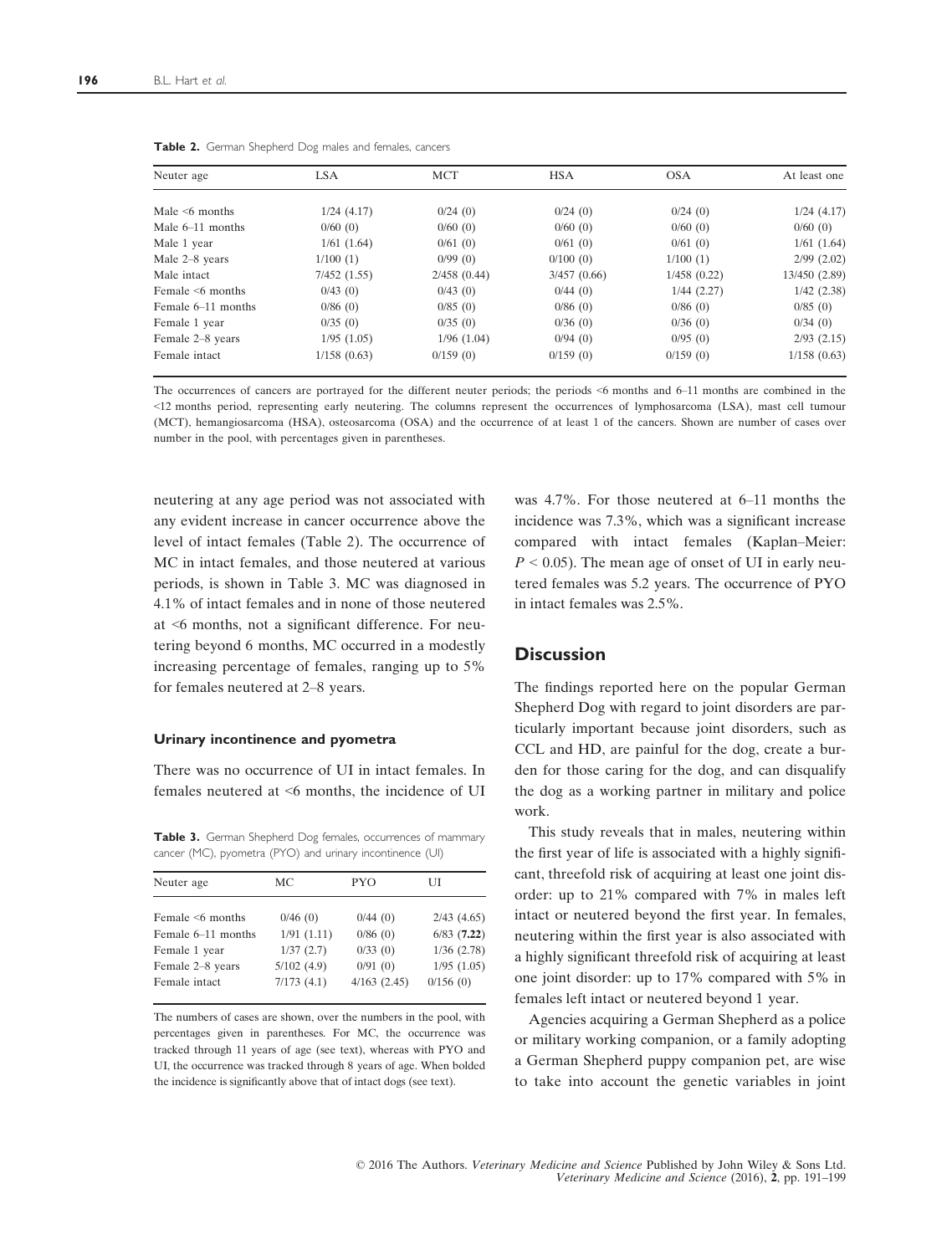**Table 2.** German Shepherd Dog males and females, cancers

| Neuter age | LSA | MCT | HSA | OSA | At least one |
|---|---|---|---|---|---|
| Male <6 months | 1/24 (4.17) | 0/24 (0) | 0/24 (0) | 0/24 (0) | 1/24 (4.17) |
| Male 6–11 months | 0/60 (0) | 0/60 (0) | 0/60 (0) | 0/60 (0) | 0/60 (0) |
| Male 1 year | 1/61 (1.64) | 0/61 (0) | 0/61 (0) | 0/61 (0) | 1/61 (1.64) |
| Male 2–8 years | 1/100 (1) | 0/99 (0) | 0/100 (0) | 1/100 (1) | 2/99 (2.02) |
| Male intact | 7/452 (1.55) | 2/458 (0.44) | 3/457 (0.66) | 1/458 (0.22) | 13/450 (2.89) |
| Female <6 months | 0/43 (0) | 0/43 (0) | 0/44 (0) | 1/44 (2.27) | 1/42 (2.38) |
| Female 6–11 months | 0/86 (0) | 0/85 (0) | 0/86 (0) | 0/86 (0) | 0/85 (0) |
| Female 1 year | 0/35 (0) | 0/35 (0) | 0/36 (0) | 0/36 (0) | 0/34 (0) |
| Female 2–8 years | 1/95 (1.05) | 1/96 (1.04) | 0/94 (0) | 0/95 (0) | 2/93 (2.15) |
| Female intact | 1/158 (0.63) | 0/159 (0) | 0/159 (0) | 0/159 (0) | 1/158 (0.63) |

The occurrences of cancers are portrayed for the different neuter periods; the periods <6 months and 6–11 months are combined in the <12 months period, representing early neutering. The columns represent the occurrences of lymphosarcoma (LSA), mast cell tumour (MCT), hemangiosarcoma (HSA), osteosarcoma (OSA) and the occurrence of at least 1 of the cancers. Shown are number of cases over number in the pool, with percentages given in parentheses.

neutering at any age period was not associated with any evident increase in cancer occurrence above the level of intact females (Table 2). The occurrence of MC in intact females, and those neutered at various periods, is shown in Table 3. MC was diagnosed in 4.1% of intact females and in none of those neutered at <6 months, not a significant difference. For neutering beyond 6 months, MC occurred in a modestly increasing percentage of females, ranging up to 5% for females neutered at 2–8 years.

#### Urinary incontinence and pyometra

There was no occurrence of UI in intact females. In females neutered at <6 months, the incidence of UI was 4.7%. For those neutered at 6–11 months the incidence was 7.3%, which was a significant increase compared with intact females (Kaplan–Meier: $P < 0.05$). The mean age of onset of UI in early neutered females was 5.2 years. The occurrence of PYO in intact females was 2.5%.

**Table 3.** German Shepherd Dog females, occurrences of mammary cancer (MC), pyometra (PYO) and urinary incontinence (UI)

| Neuter age | MC | PYO | UI |
|---|---|---|---|
| Female <6 months | 0/46 (0) | 0/44 (0) | 2/43 (4.65) |
| Female 6–11 months | 1/91 (1.11) | 0/86 (0) | 6/83 (**7.22**) |
| Female 1 year | 1/37 (2.7) | 0/33 (0) | 1/36 (2.78) |
| Female 2–8 years | 5/102 (4.9) | 0/91 (0) | 1/95 (1.05) |
| Female intact | 7/173 (4.1) | 4/163 (2.45) | 0/156 (0) |

The numbers of cases are shown, over the numbers in the pool, with percentages given in parentheses. For MC, the occurrence was tracked through 11 years of age (see text), whereas with PYO and UI, the occurrence was tracked through 8 years of age. When bolded the incidence is significantly above that of intact dogs (see text).

## Discussion

The findings reported here on the popular German Shepherd Dog with regard to joint disorders are particularly important because joint disorders, such as CCL and HD, are painful for the dog, create a burden for those caring for the dog, and can disqualify the dog as a working partner in military and police work.

This study reveals that in males, neutering within the first year of life is associated with a highly significant, threefold risk of acquiring at least one joint disorder: up to 21% compared with 7% in males left intact or neutered beyond the first year. In females, neutering within the first year is also associated with a highly significant threefold risk of acquiring at least one joint disorder: up to 17% compared with 5% in females left intact or neutered beyond 1 year.

Agencies acquiring a German Shepherd as a police or military working companion, or a family adopting a German Shepherd puppy companion pet, are wise to take into account the genetic variables in joint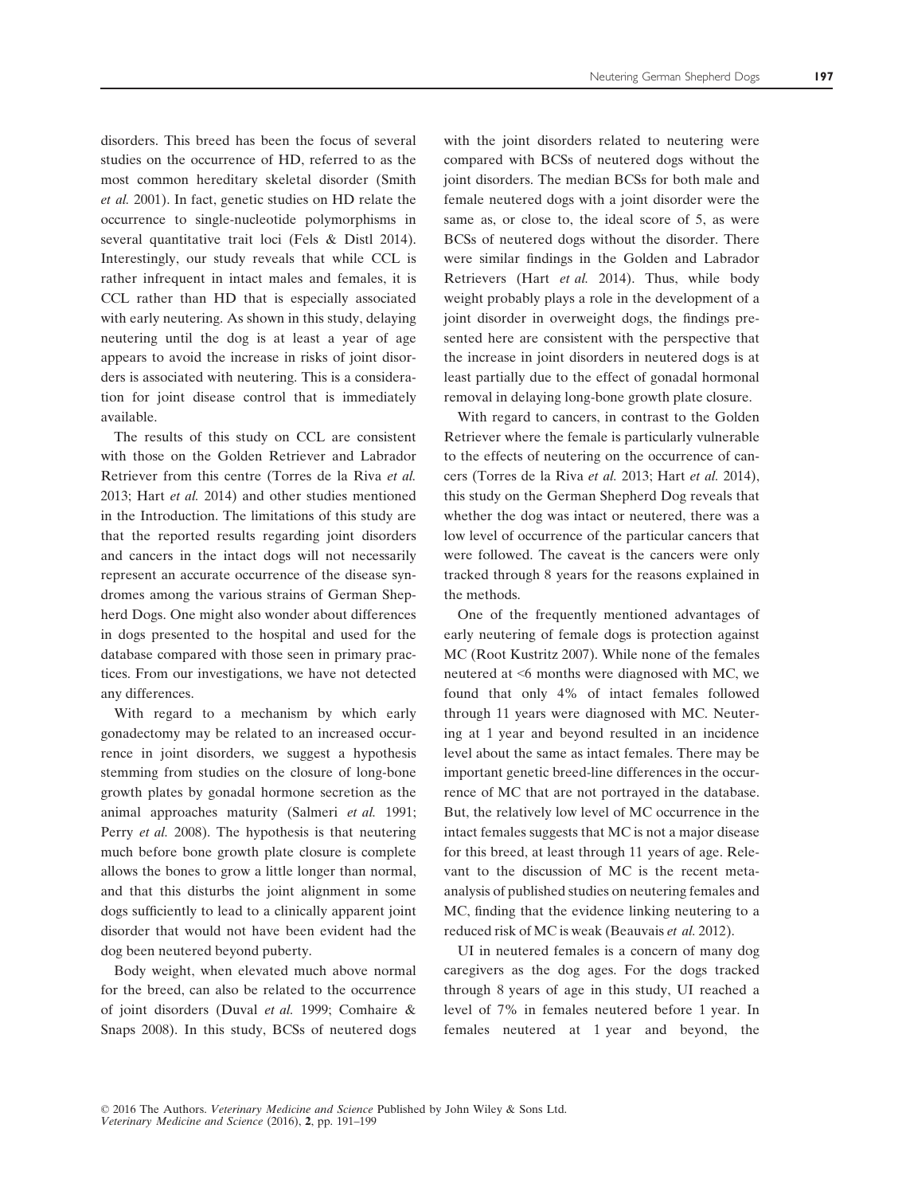disorders. This breed has been the focus of several studies on the occurrence of HD, referred to as the most common hereditary skeletal disorder (Smith *et al.* 2001). In fact, genetic studies on HD relate the occurrence to single-nucleotide polymorphisms in several quantitative trait loci (Fels & Distl 2014). Interestingly, our study reveals that while CCL is rather infrequent in intact males and females, it is CCL rather than HD that is especially associated with early neutering. As shown in this study, delaying neutering until the dog is at least a year of age appears to avoid the increase in risks of joint disorders is associated with neutering. This is a consideration for joint disease control that is immediately available.

The results of this study on CCL are consistent with those on the Golden Retriever and Labrador Retriever from this centre (Torres de la Riva *et al.* 2013; Hart *et al.* 2014) and other studies mentioned in the Introduction. The limitations of this study are that the reported results regarding joint disorders and cancers in the intact dogs will not necessarily represent an accurate occurrence of the disease syndromes among the various strains of German Shepherd Dogs. One might also wonder about differences in dogs presented to the hospital and used for the database compared with those seen in primary practices. From our investigations, we have not detected any differences.

With regard to a mechanism by which early gonadectomy may be related to an increased occurrence in joint disorders, we suggest a hypothesis stemming from studies on the closure of long-bone growth plates by gonadal hormone secretion as the animal approaches maturity (Salmeri *et al.* 1991; Perry *et al.* 2008). The hypothesis is that neutering much before bone growth plate closure is complete allows the bones to grow a little longer than normal, and that this disturbs the joint alignment in some dogs sufficiently to lead to a clinically apparent joint disorder that would not have been evident had the dog been neutered beyond puberty.

Body weight, when elevated much above normal for the breed, can also be related to the occurrence of joint disorders (Duval *et al.* 1999; Comhaire & Snaps 2008). In this study, BCSs of neutered dogs with the joint disorders related to neutering were compared with BCSs of neutered dogs without the joint disorders. The median BCSs for both male and female neutered dogs with a joint disorder were the same as, or close to, the ideal score of 5, as were BCSs of neutered dogs without the disorder. There were similar findings in the Golden and Labrador Retrievers (Hart *et al.* 2014). Thus, while body weight probably plays a role in the development of a joint disorder in overweight dogs, the findings presented here are consistent with the perspective that the increase in joint disorders in neutered dogs is at least partially due to the effect of gonadal hormonal removal in delaying long-bone growth plate closure.

With regard to cancers, in contrast to the Golden Retriever where the female is particularly vulnerable to the effects of neutering on the occurrence of cancers (Torres de la Riva *et al.* 2013; Hart *et al.* 2014), this study on the German Shepherd Dog reveals that whether the dog was intact or neutered, there was a low level of occurrence of the particular cancers that were followed. The caveat is the cancers were only tracked through 8 years for the reasons explained in the methods.

One of the frequently mentioned advantages of early neutering of female dogs is protection against MC (Root Kustritz 2007). While none of the females neutered at <6 months were diagnosed with MC, we found that only 4% of intact females followed through 11 years were diagnosed with MC. Neutering at 1 year and beyond resulted in an incidence level about the same as intact females. There may be important genetic breed-line differences in the occurrence of MC that are not portrayed in the database. But, the relatively low level of MC occurrence in the intact females suggests that MC is not a major disease for this breed, at least through 11 years of age. Relevant to the discussion of MC is the recent meta-analysis of published studies on neutering females and MC, finding that the evidence linking neutering to a reduced risk of MC is weak (Beauvais *et al.* 2012).

UI in neutered females is a concern of many dog caregivers as the dog ages. For the dogs tracked through 8 years of age in this study, UI reached a level of 7% in females neutered before 1 year. In females neutered at 1 year and beyond, the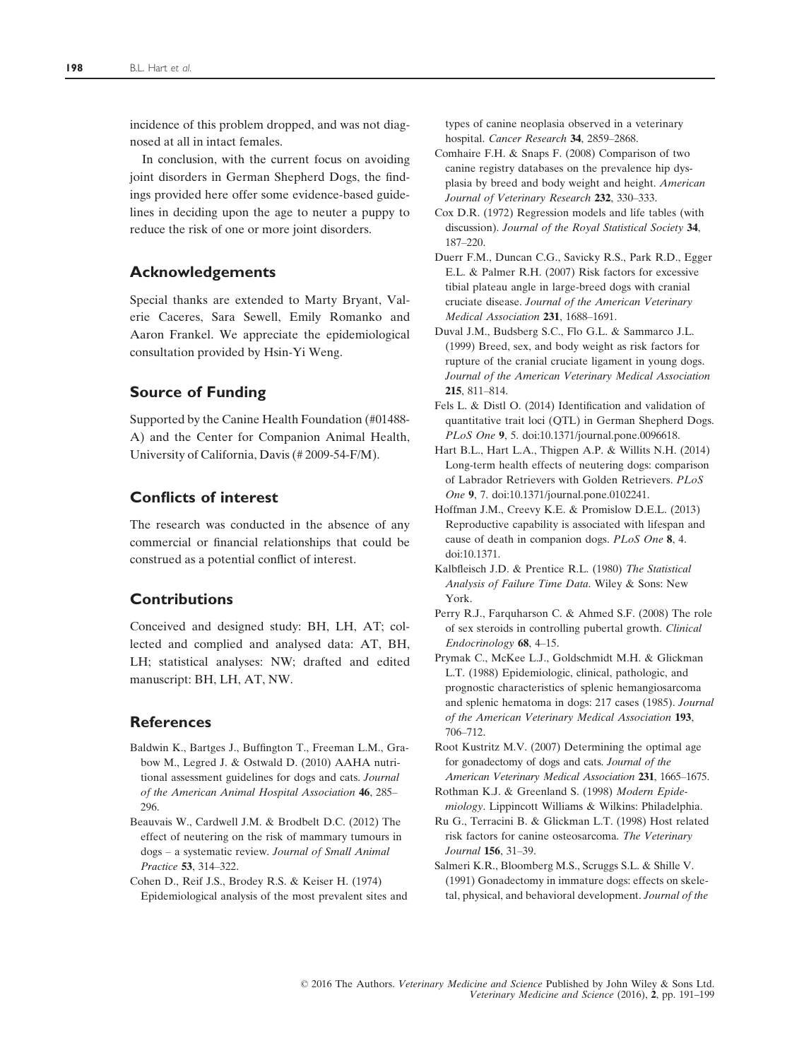incidence of this problem dropped, and was not diagnosed at all in intact females.

In conclusion, with the current focus on avoiding joint disorders in German Shepherd Dogs, the findings provided here offer some evidence-based guidelines in deciding upon the age to neuter a puppy to reduce the risk of one or more joint disorders.

## Acknowledgements

Special thanks are extended to Marty Bryant, Valerie Caceres, Sara Sewell, Emily Romanko and Aaron Frankel. We appreciate the epidemiological consultation provided by Hsin-Yi Weng.

## Source of Funding

Supported by the Canine Health Foundation (#01488-A) and the Center for Companion Animal Health, University of California, Davis (# 2009-54-F/M).

## Conflicts of interest

The research was conducted in the absence of any commercial or financial relationships that could be construed as a potential conflict of interest.

## Contributions

Conceived and designed study: BH, LH, AT; collected and complied and analysed data: AT, BH, LH; statistical analyses: NW; drafted and edited manuscript: BH, LH, AT, NW.

## References

Baldwin K., Bartges J., Buffington T., Freeman L.M., Grabow M., Legred J. & Ostwald D. (2010) AAHA nutritional assessment guidelines for dogs and cats. *Journal of the American Animal Hospital Association* **46**, 285–296.

Beauvais W., Cardwell J.M. & Brodbelt D.C. (2012) The effect of neutering on the risk of mammary tumours in dogs – a systematic review. *Journal of Small Animal Practice* **53**, 314–322.

Cohen D., Reif J.S., Brodey R.S. & Keiser H. (1974) Epidemiological analysis of the most prevalent sites and types of canine neoplasia observed in a veterinary hospital. *Cancer Research* **34**, 2859–2868.

Comhaire F.H. & Snaps F. (2008) Comparison of two canine registry databases on the prevalence hip dysplasia by breed and body weight and height. *American Journal of Veterinary Research* **232**, 330–333.

Cox D.R. (1972) Regression models and life tables (with discussion). *Journal of the Royal Statistical Society* **34**, 187–220.

Duerr F.M., Duncan C.G., Savicky R.S., Park R.D., Egger E.L. & Palmer R.H. (2007) Risk factors for excessive tibial plateau angle in large-breed dogs with cranial cruciate disease. *Journal of the American Veterinary Medical Association* **231**, 1688–1691.

Duval J.M., Budsberg S.C., Flo G.L. & Sammarco J.L. (1999) Breed, sex, and body weight as risk factors for rupture of the cranial cruciate ligament in young dogs. *Journal of the American Veterinary Medical Association* **215**, 811–814.

Fels L. & Distl O. (2014) Identification and validation of quantitative trait loci (QTL) in German Shepherd Dogs. *PLoS One* **9**, 5. doi:10.1371/journal.pone.0096618.

Hart B.L., Hart L.A., Thigpen A.P. & Willits N.H. (2014) Long-term health effects of neutering dogs: comparison of Labrador Retrievers with Golden Retrievers. *PLoS One* **9**, 7. doi:10.1371/journal.pone.0102241.

Hoffman J.M., Creevy K.E. & Promislow D.E.L. (2013) Reproductive capability is associated with lifespan and cause of death in companion dogs. *PLoS One* **8**, 4. doi:10.1371.

Kalbfleisch J.D. & Prentice R.L. (1980) *The Statistical Analysis of Failure Time Data*. Wiley & Sons: New York.

Perry R.J., Farquharson C. & Ahmed S.F. (2008) The role of sex steroids in controlling pubertal growth. *Clinical Endocrinology* **68**, 4–15.

Prymak C., McKee L.J., Goldschmidt M.H. & Glickman L.T. (1988) Epidemiologic, clinical, pathologic, and prognostic characteristics of splenic hemangiosarcoma and splenic hematoma in dogs: 217 cases (1985). *Journal of the American Veterinary Medical Association* **193**, 706–712.

Root Kustritz M.V. (2007) Determining the optimal age for gonadectomy of dogs and cats. *Journal of the American Veterinary Medical Association* **231**, 1665–1675.

Rothman K.J. & Greenland S. (1998) *Modern Epidemiology*. Lippincott Williams & Wilkins: Philadelphia.

Ru G., Terracini B. & Glickman L.T. (1998) Host related risk factors for canine osteosarcoma. *The Veterinary Journal* **156**, 31–39.

Salmeri K.R., Bloomberg M.S., Scruggs S.L. & Shille V. (1991) Gonadectomy in immature dogs: effects on skeletal, physical, and behavioral development. *Journal of the*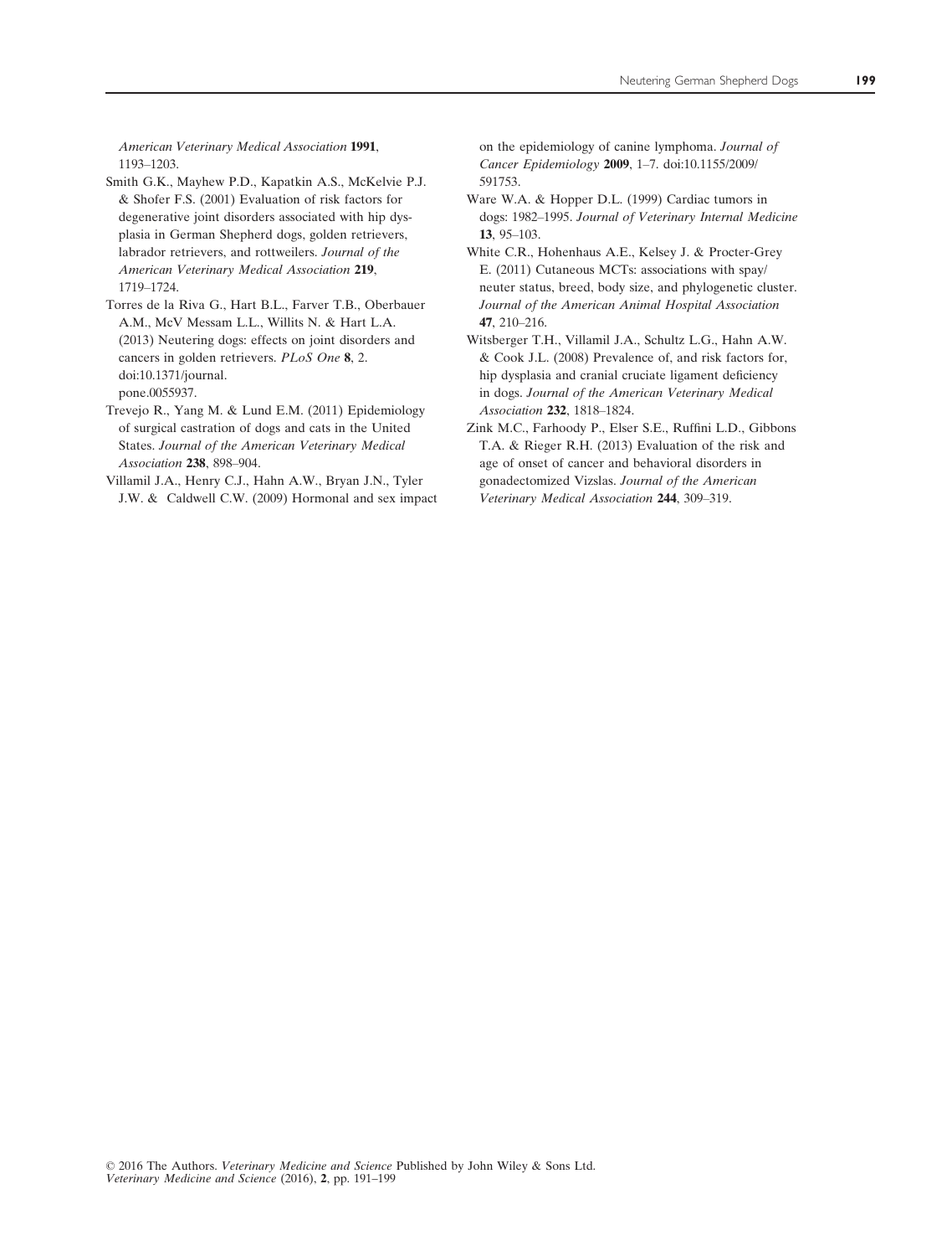*American Veterinary Medical Association* **1991**, 1193–1203.

Smith G.K., Mayhew P.D., Kapatkin A.S., McKelvie P.J. & Shofer F.S. (2001) Evaluation of risk factors for degenerative joint disorders associated with hip dysplasia in German Shepherd dogs, golden retrievers, labrador retrievers, and rottweilers. *Journal of the American Veterinary Medical Association* **219**, 1719–1724.

Torres de la Riva G., Hart B.L., Farver T.B., Oberbauer A.M., McV Messam L.L., Willits N. & Hart L.A. (2013) Neutering dogs: effects on joint disorders and cancers in golden retrievers. *PLoS One* **8**, 2. doi:10.1371/journal.pone.0055937.

Trevejo R., Yang M. & Lund E.M. (2011) Epidemiology of surgical castration of dogs and cats in the United States. *Journal of the American Veterinary Medical Association* **238**, 898–904.

Villamil J.A., Henry C.J., Hahn A.W., Bryan J.N., Tyler J.W. & Caldwell C.W. (2009) Hormonal and sex impact on the epidemiology of canine lymphoma. *Journal of Cancer Epidemiology* **2009**, 1–7. doi:10.1155/2009/591753.

Ware W.A. & Hopper D.L. (1999) Cardiac tumors in dogs: 1982–1995. *Journal of Veterinary Internal Medicine* **13**, 95–103.

White C.R., Hohenhaus A.E., Kelsey J. & Procter-Grey E. (2011) Cutaneous MCTs: associations with spay/neuter status, breed, body size, and phylogenetic cluster. *Journal of the American Animal Hospital Association* **47**, 210–216.

Witsberger T.H., Villamil J.A., Schultz L.G., Hahn A.W. & Cook J.L. (2008) Prevalence of, and risk factors for, hip dysplasia and cranial cruciate ligament deficiency in dogs. *Journal of the American Veterinary Medical Association* **232**, 1818–1824.

Zink M.C., Farhoody P., Elser S.E., Ruffini L.D., Gibbons T.A. & Rieger R.H. (2013) Evaluation of the risk and age of onset of cancer and behavioral disorders in gonadectomized Vizslas. *Journal of the American Veterinary Medical Association* **244**, 309–319.